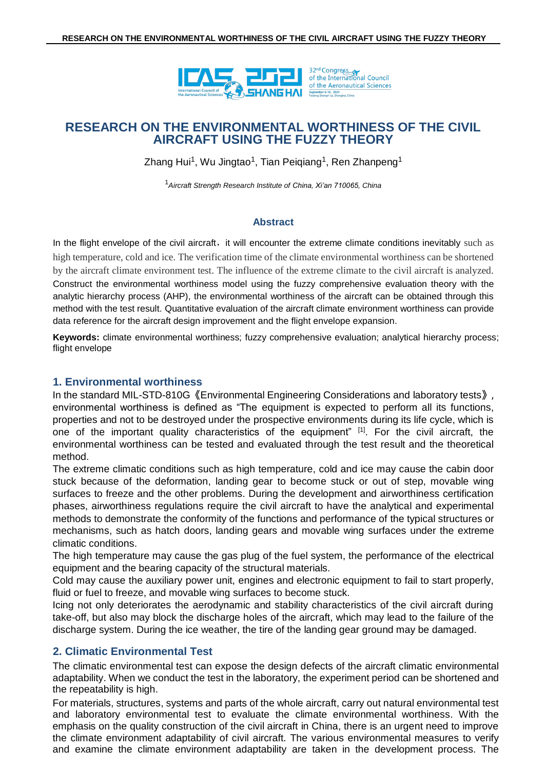# RESEARCH ON THE ENVIRONMENTAL WORTHINESS OF THE CIVIL AIRCRAFT USING THE FUZZY THEORY

Zhang Hui[1], Wu Jingtao[1], Tian Peiqiang[1], Ren Zhanpeng[1]

[1]*Aircraft Strength Research Institute of China, Xi'an 710065, China*

## Abstract

In the flight envelope of the civil aircraft，it will encounter the extreme climate conditions inevitably such as high temperature, cold and ice. The verification time of the climate environmental worthiness can be shortened by the aircraft climate environment test. The influence of the extreme climate to the civil aircraft is analyzed. Construct the environmental worthiness model using the fuzzy comprehensive evaluation theory with the analytic hierarchy process (AHP), the environmental worthiness of the aircraft can be obtained through this method with the test result. Quantitative evaluation of the aircraft climate environment worthiness can provide data reference for the aircraft design improvement and the flight envelope expansion.

**Keywords:** climate environmental worthiness; fuzzy comprehensive evaluation; analytical hierarchy process; flight envelope

## 1. Environmental worthiness

In the standard MIL-STD-810G《Environmental Engineering Considerations and laboratory tests》, environmental worthiness is defined as "The equipment is expected to perform all its functions, properties and not to be destroyed under the prospective environments during its life cycle, which is one of the important quality characteristics of the equipment" [1]. For the civil aircraft, the environmental worthiness can be tested and evaluated through the test result and the theoretical method.

The extreme climatic conditions such as high temperature, cold and ice may cause the cabin door stuck because of the deformation, landing gear to become stuck or out of step, movable wing surfaces to freeze and the other problems. During the development and airworthiness certification phases, airworthiness regulations require the civil aircraft to have the analytical and experimental methods to demonstrate the conformity of the functions and performance of the typical structures or mechanisms, such as hatch doors, landing gears and movable wing surfaces under the extreme climatic conditions.

The high temperature may cause the gas plug of the fuel system, the performance of the electrical equipment and the bearing capacity of the structural materials.

Cold may cause the auxiliary power unit, engines and electronic equipment to fail to start properly, fluid or fuel to freeze, and movable wing surfaces to become stuck.

Icing not only deteriorates the aerodynamic and stability characteristics of the civil aircraft during take-off, but also may block the discharge holes of the aircraft, which may lead to the failure of the discharge system. During the ice weather, the tire of the landing gear ground may be damaged.

## 2. Climatic Environmental Test

The climatic environmental test can expose the design defects of the aircraft climatic environmental adaptability. When we conduct the test in the laboratory, the experiment period can be shortened and the repeatability is high.

For materials, structures, systems and parts of the whole aircraft, carry out natural environmental test and laboratory environmental test to evaluate the climate environmental worthiness. With the emphasis on the quality construction of the civil aircraft in China, there is an urgent need to improve the climate environment adaptability of civil aircraft. The various environmental measures to verify and examine the climate environment adaptability are taken in the development process. The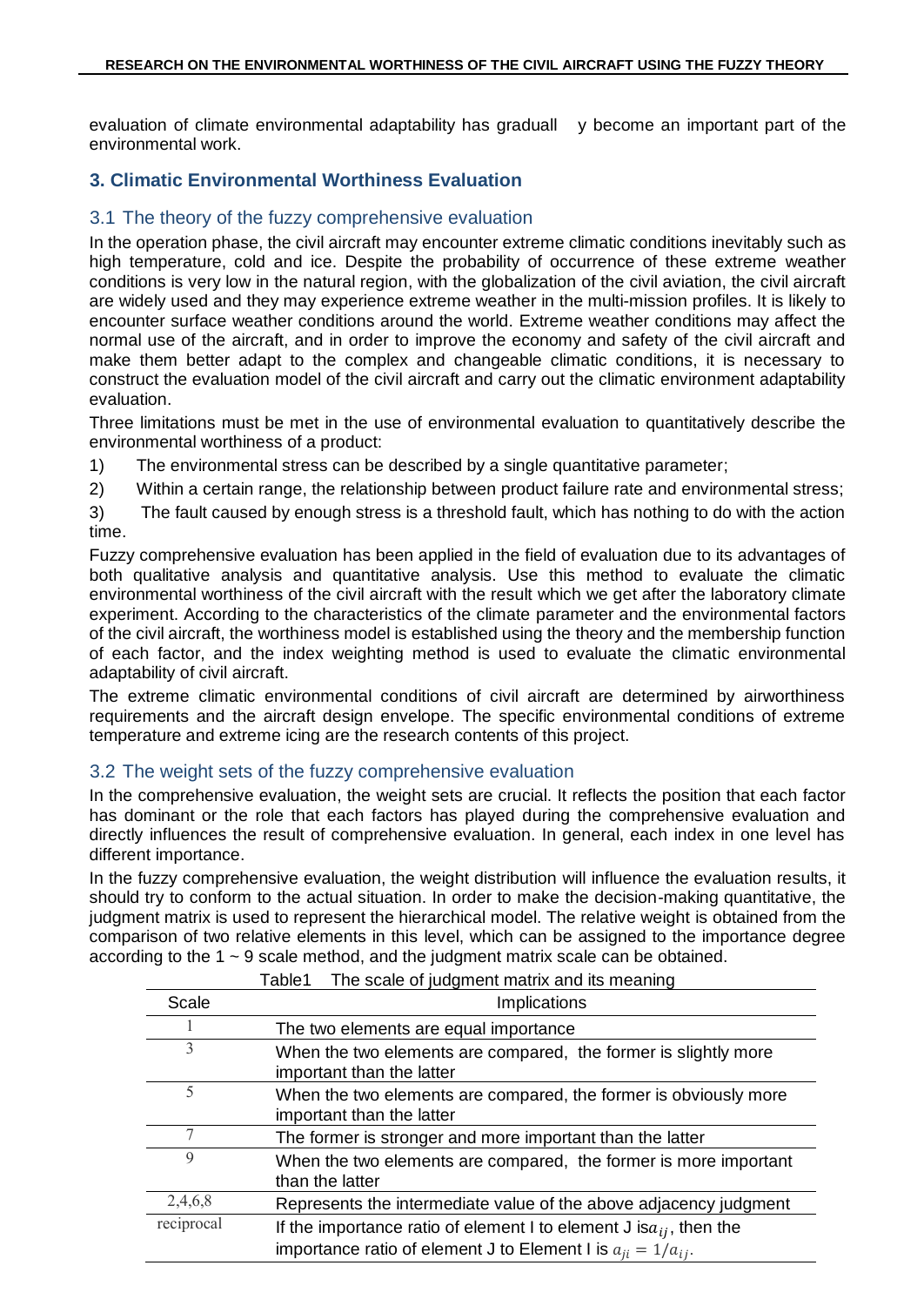evaluation of climate environmental adaptability has graduall y become an important part of the environmental work.

## 3. Climatic Environmental Worthiness Evaluation

### 3.1 The theory of the fuzzy comprehensive evaluation

In the operation phase, the civil aircraft may encounter extreme climatic conditions inevitably such as high temperature, cold and ice. Despite the probability of occurrence of these extreme weather conditions is very low in the natural region, with the globalization of the civil aviation, the civil aircraft are widely used and they may experience extreme weather in the multi-mission profiles. It is likely to encounter surface weather conditions around the world. Extreme weather conditions may affect the normal use of the aircraft, and in order to improve the economy and safety of the civil aircraft and make them better adapt to the complex and changeable climatic conditions, it is necessary to construct the evaluation model of the civil aircraft and carry out the climatic environment adaptability evaluation.

Three limitations must be met in the use of environmental evaluation to quantitatively describe the environmental worthiness of a product:

1) The environmental stress can be described by a single quantitative parameter;
2) Within a certain range, the relationship between product failure rate and environmental stress;
3) The fault caused by enough stress is a threshold fault, which has nothing to do with the action time.

Fuzzy comprehensive evaluation has been applied in the field of evaluation due to its advantages of both qualitative analysis and quantitative analysis. Use this method to evaluate the climatic environmental worthiness of the civil aircraft with the result which we get after the laboratory climate experiment. According to the characteristics of the climate parameter and the environmental factors of the civil aircraft, the worthiness model is established using the theory and the membership function of each factor, and the index weighting method is used to evaluate the climatic environmental adaptability of civil aircraft.

The extreme climatic environmental conditions of civil aircraft are determined by airworthiness requirements and the aircraft design envelope. The specific environmental conditions of extreme temperature and extreme icing are the research contents of this project.

### 3.2 The weight sets of the fuzzy comprehensive evaluation

In the comprehensive evaluation, the weight sets are crucial. It reflects the position that each factor has dominant or the role that each factors has played during the comprehensive evaluation and directly influences the result of comprehensive evaluation. In general, each index in one level has different importance.

In the fuzzy comprehensive evaluation, the weight distribution will influence the evaluation results, it should try to conform to the actual situation. In order to make the decision-making quantitative, the judgment matrix is used to represent the hierarchical model. The relative weight is obtained from the comparison of two relative elements in this level, which can be assigned to the importance degree according to the 1 ~ 9 scale method, and the judgment matrix scale can be obtained.

Table1 The scale of judgment matrix and its meaning

| Scale | Implications |
|---|---|
| 1 | The two elements are equal importance |
| 3 | When the two elements are compared, the former is slightly more important than the latter |
| 5 | When the two elements are compared, the former is obviously more important than the latter |
| 7 | The former is stronger and more important than the latter |
| 9 | When the two elements are compared, the former is more important than the latter |
| 2,4,6,8 | Represents the intermediate value of the above adjacency judgment |
| reciprocal | If the importance ratio of element I to element J is $a_{ij}$, then the importance ratio of element J to Element I is $a_{ji} = 1/a_{ij}$. |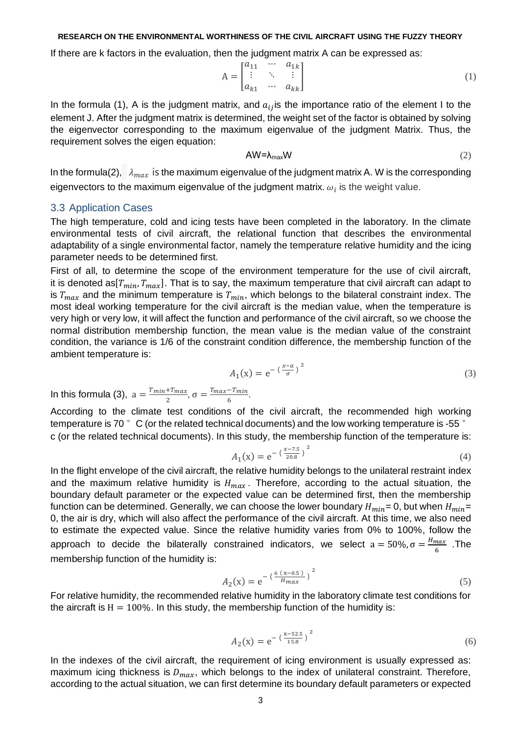If there are k factors in the evaluation, then the judgment matrix A can be expressed as:

$$\mathrm{A}=\begin{bmatrix} a_{11} & \cdots & a_{1k} \\ \vdots & \ddots & \vdots \\ a_{k1} & \cdots & a_{kk} \end{bmatrix} \tag{1}$$

In the formula (1), A is the judgment matrix, and $a_{ij}$is the importance ratio of the element I to the element J. After the judgment matrix is determined, the weight set of the factor is obtained by solving the eigenvector corresponding to the maximum eigenvalue of the judgment Matrix. Thus, the requirement solves the eigen equation:

$$AW=\lambda_{max}W \tag{2}$$

In the formula(2), $\lambda_{max}$ is the maximum eigenvalue of the judgment matrix A. W is the corresponding eigenvectors to the maximum eigenvalue of the judgment matrix. $\omega_i$ is the weight value.

## 3.3 Application Cases

The high temperature, cold and icing tests have been completed in the laboratory. In the climate environmental tests of civil aircraft, the relational function that describes the environmental adaptability of a single environmental factor, namely the temperature relative humidity and the icing parameter needs to be determined first.

First of all, to determine the scope of the environment temperature for the use of civil aircraft, it is denoted as$[T_{min}, T_{max}]$. That is to say, the maximum temperature that civil aircraft can adapt to is $T_{max}$ and the minimum temperature is $T_{min}$, which belongs to the bilateral constraint index. The most ideal working temperature for the civil aircraft is the median value, when the temperature is very high or very low, it will affect the function and performance of the civil aircraft, so we choose the normal distribution membership function, the mean value is the median value of the constraint condition, the variance is 1/6 of the constraint condition difference, the membership function of the ambient temperature is:

$$A_1(\mathrm{x})=\mathrm{e}^{-\left(\frac{x-a}{\sigma}\right)^2} \tag{3}$$

In this formula (3), $\mathrm{a}=\frac{T_{min}+T_{max}}{2}$, $\sigma=\frac{T_{max}-T_{min}}{6}$.

According to the climate test conditions of the civil aircraft, the recommended high working temperature is 70 ° C (or the related technical documents) and the low working temperature is -55 ° c (or the related technical documents). In this study, the membership function of the temperature is:

$$A_1(\mathrm{x})=\mathrm{e}^{-\left(\frac{x-7.5}{20.8}\right)^2} \tag{4}$$

In the flight envelope of the civil aircraft, the relative humidity belongs to the unilateral restraint index and the maximum relative humidity is $H_{max}$. Therefore, according to the actual situation, the boundary default parameter or the expected value can be determined first, then the membership function can be determined. Generally, we can choose the lower boundary $H_{min}$= 0, but when $H_{min}$= 0, the air is dry, which will also affect the performance of the civil aircraft. At this time, we also need to estimate the expected value. Since the relative humidity varies from 0% to 100%, follow the approach to decide the bilaterally constrained indicators, we select $\mathrm{a}=50\%, \sigma=\frac{H_{max}}{6}$ .The membership function of the humidity is:

$$A_2(\mathrm{x})=\mathrm{e}^{-\left(\frac{6\,(\mathrm{x}-0.5)}{H_{max}}\right)^2} \tag{5}$$

For relative humidity, the recommended relative humidity in the laboratory climate test conditions for the aircraft is $\mathrm{H}=100\%$. In this study, the membership function of the humidity is:

$$A_2(\mathrm{x})=\mathrm{e}^{-\left(\frac{\mathrm{x}-52.5}{15.8}\right)^2} \tag{6}$$

In the indexes of the civil aircraft, the requirement of icing environment is usually expressed as: maximum icing thickness is $D_{max}$, which belongs to the index of unilateral constraint. Therefore, according to the actual situation, we can first determine its boundary default parameters or expected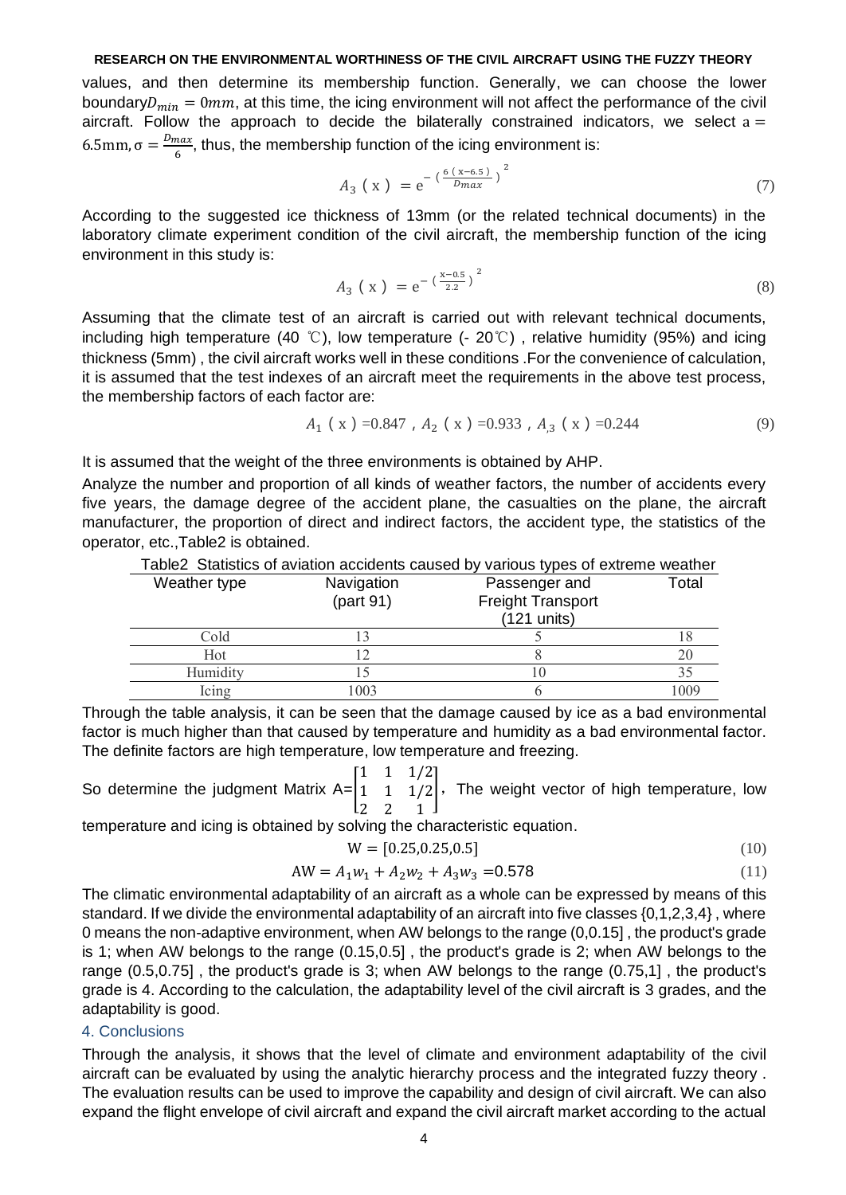values, and then determine its membership function. Generally, we can choose the lower boundary $D_{min} = 0mm$, at this time, the icing environment will not affect the performance of the civil aircraft. Follow the approach to decide the bilaterally constrained indicators, we select $a = 6.5\text{mm}, \sigma = \frac{D_{max}}{6}$, thus, the membership function of the icing environment is:

$$A_3(x) = e^{-\left(\frac{6(x-6.5)}{D_{max}}\right)^2} \tag{7}$$

According to the suggested ice thickness of 13mm (or the related technical documents) in the laboratory climate experiment condition of the civil aircraft, the membership function of the icing environment in this study is:

$$A_3(x) = e^{-\left(\frac{x-0.5}{2.2}\right)^2} \tag{8}$$

Assuming that the climate test of an aircraft is carried out with relevant technical documents, including high temperature (40 ℃), low temperature (- 20℃) , relative humidity (95%) and icing thickness (5mm) , the civil aircraft works well in these conditions .For the convenience of calculation, it is assumed that the test indexes of an aircraft meet the requirements in the above test process, the membership factors of each factor are:

$$A_1(x) = 0.847,\ A_2(x) = 0.933,\ A_3(x) = 0.244 \tag{9}$$

It is assumed that the weight of the three environments is obtained by AHP.

Analyze the number and proportion of all kinds of weather factors, the number of accidents every five years, the damage degree of the accident plane, the casualties on the plane, the aircraft manufacturer, the proportion of direct and indirect factors, the accident type, the statistics of the operator, etc.,Table2 is obtained.

Table2 Statistics of aviation accidents caused by various types of extreme weather

| Weather type | Navigation (part 91) | Passenger and Freight Transport (121 units) | Total |
|---|---|---|---|
| Cold | 13 | 5 | 18 |
| Hot | 12 | 8 | 20 |
| Humidity | 15 | 10 | 35 |
| Icing | 1003 | 6 | 1009 |

Through the table analysis, it can be seen that the damage caused by ice as a bad environmental factor is much higher than that caused by temperature and humidity as a bad environmental factor. The definite factors are high temperature, low temperature and freezing.

So determine the judgment Matrix $A=\begin{bmatrix} 1 & 1 & 1/2 \\ 1 & 1 & 1/2 \\ 2 & 2 & 1 \end{bmatrix}$, The weight vector of high temperature, low temperature and icing is obtained by solving the characteristic equation.

$$W = [0.25, 0.25, 0.5] \tag{10}$$

$$AW = A_1 w_1 + A_2 w_2 + A_3 w_3 = 0.578 \tag{11}$$

The climatic environmental adaptability of an aircraft as a whole can be expressed by means of this standard. If we divide the environmental adaptability of an aircraft into five classes {0,1,2,3,4} , where 0 means the non-adaptive environment, when AW belongs to the range (0,0.15] , the product's grade is 1; when AW belongs to the range (0.15,0.5] , the product's grade is 2; when AW belongs to the range (0.5,0.75] , the product's grade is 3; when AW belongs to the range (0.75,1] , the product's grade is 4. According to the calculation, the adaptability level of the civil aircraft is 3 grades, and the adaptability is good.

## 4. Conclusions

Through the analysis, it shows that the level of climate and environment adaptability of the civil aircraft can be evaluated by using the analytic hierarchy process and the integrated fuzzy theory . The evaluation results can be used to improve the capability and design of civil aircraft. We can also expand the flight envelope of civil aircraft and expand the civil aircraft market according to the actual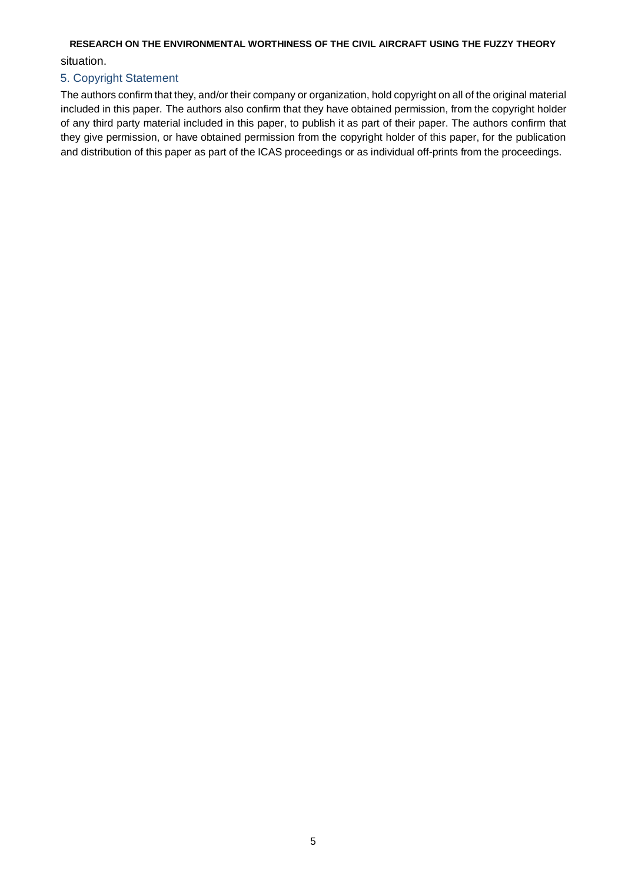situation.

## 5. Copyright Statement

The authors confirm that they, and/or their company or organization, hold copyright on all of the original material included in this paper. The authors also confirm that they have obtained permission, from the copyright holder of any third party material included in this paper, to publish it as part of their paper. The authors confirm that they give permission, or have obtained permission from the copyright holder of this paper, for the publication and distribution of this paper as part of the ICAS proceedings or as individual off-prints from the proceedings.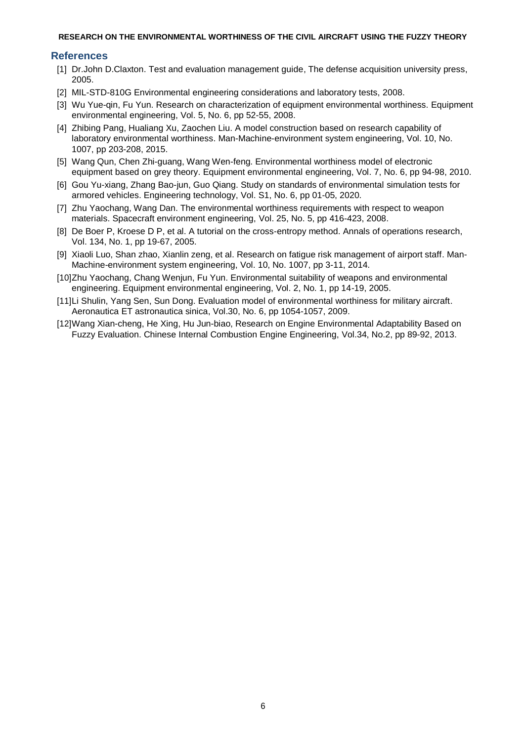## References

[1] Dr.John D.Claxton. Test and evaluation management guide, The defense acquisition university press, 2005.

[2] MIL-STD-810G Environmental engineering considerations and laboratory tests, 2008.

[3] Wu Yue-qin, Fu Yun. Research on characterization of equipment environmental worthiness. Equipment environmental engineering, Vol. 5, No. 6, pp 52-55, 2008.

[4] Zhibing Pang, Hualiang Xu, Zaochen Liu. A model construction based on research capability of laboratory environmental worthiness. Man-Machine-environment system engineering, Vol. 10, No. 1007, pp 203-208, 2015.

[5] Wang Qun, Chen Zhi-guang, Wang Wen-feng. Environmental worthiness model of electronic equipment based on grey theory. Equipment environmental engineering, Vol. 7, No. 6, pp 94-98, 2010.

[6] Gou Yu-xiang, Zhang Bao-jun, Guo Qiang. Study on standards of environmental simulation tests for armored vehicles. Engineering technology, Vol. S1, No. 6, pp 01-05, 2020.

[7] Zhu Yaochang, Wang Dan. The environmental worthiness requirements with respect to weapon materials. Spacecraft environment engineering, Vol. 25, No. 5, pp 416-423, 2008.

[8] De Boer P, Kroese D P, et al. A tutorial on the cross-entropy method. Annals of operations research, Vol. 134, No. 1, pp 19-67, 2005.

[9] Xiaoli Luo, Shan zhao, Xianlin zeng, et al. Research on fatigue risk management of airport staff. Man-Machine-environment system engineering, Vol. 10, No. 1007, pp 3-11, 2014.

[10] Zhu Yaochang, Chang Wenjun, Fu Yun. Environmental suitability of weapons and environmental engineering. Equipment environmental engineering, Vol. 2, No. 1, pp 14-19, 2005.

[11] Li Shulin, Yang Sen, Sun Dong. Evaluation model of environmental worthiness for military aircraft. Aeronautica ET astronautica sinica, Vol.30, No. 6, pp 1054-1057, 2009.

[12] Wang Xian-cheng, He Xing, Hu Jun-biao, Research on Engine Environmental Adaptability Based on Fuzzy Evaluation. Chinese Internal Combustion Engine Engineering, Vol.34, No.2, pp 89-92, 2013.